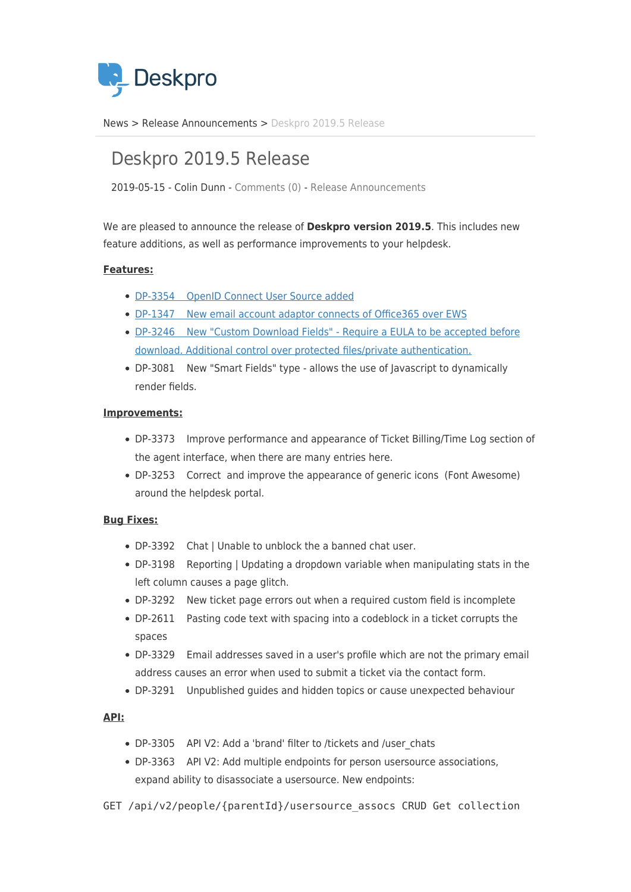Deskpro

News > Release Announcements > Deskpro 2019.5 Release

# Deskpro 2019.5 Release

2019-05-15 - Colin Dunn - Comments (0) - Release Announcements

We are pleased to announce the release of **Deskpro version 2019.5**. This includes new feature additions, as well as performance improvements to your helpdesk.

**Features:**

- DP-3354 OpenID Connect User Source added
- DP-1347 New email account adaptor connects of Office365 over EWS
- DP-3246 New "Custom Download Fields" - Require a EULA to be accepted before download. Additional control over protected files/private authentication.
- DP-3081 New "Smart Fields" type - allows the use of Javascript to dynamically render fields.

**Improvements:**

- DP-3373 Improve performance and appearance of Ticket Billing/Time Log section of the agent interface, when there are many entries here.
- DP-3253 Correct and improve the appearance of generic icons (Font Awesome) around the helpdesk portal.

**Bug Fixes:**

- DP-3392 Chat | Unable to unblock the a banned chat user.
- DP-3198 Reporting | Updating a dropdown variable when manipulating stats in the left column causes a page glitch.
- DP-3292 New ticket page errors out when a required custom field is incomplete
- DP-2611 Pasting code text with spacing into a codeblock in a ticket corrupts the spaces
- DP-3329 Email addresses saved in a user's profile which are not the primary email address causes an error when used to submit a ticket via the contact form.
- DP-3291 Unpublished guides and hidden topics or cause unexpected behaviour

**API:**

- DP-3305 API V2: Add a 'brand' filter to /tickets and /user_chats
- DP-3363 API V2: Add multiple endpoints for person usersource associations, expand ability to disassociate a usersource. New endpoints:

```
GET /api/v2/people/{parentId}/usersource_assocs CRUD Get collection
```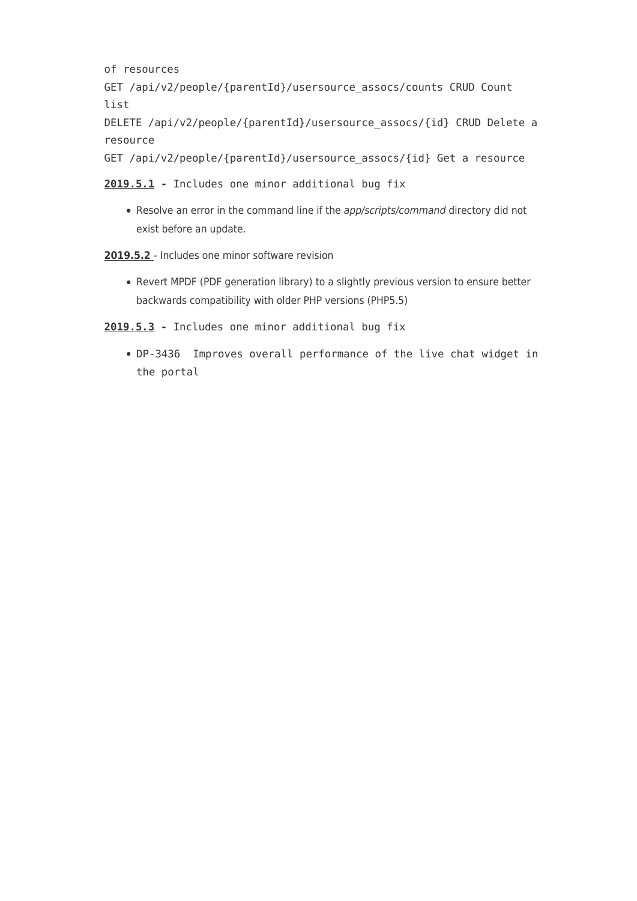of resources

GET /api/v2/people/{parentId}/usersource_assocs/counts CRUD Count list

DELETE /api/v2/people/{parentId}/usersource_assocs/{id} CRUD Delete a resource

GET /api/v2/people/{parentId}/usersource_assocs/{id} Get a resource

**2019.5.1 -** Includes one minor additional bug fix

- Resolve an error in the command line if the *app/scripts/command* directory did not exist before an update.

**2019.5.2** - Includes one minor software revision

- Revert MPDF (PDF generation library) to a slightly previous version to ensure better backwards compatibility with older PHP versions (PHP5.5)

**2019.5.3 -** Includes one minor additional bug fix

- DP-3436 Improves overall performance of the live chat widget in the portal